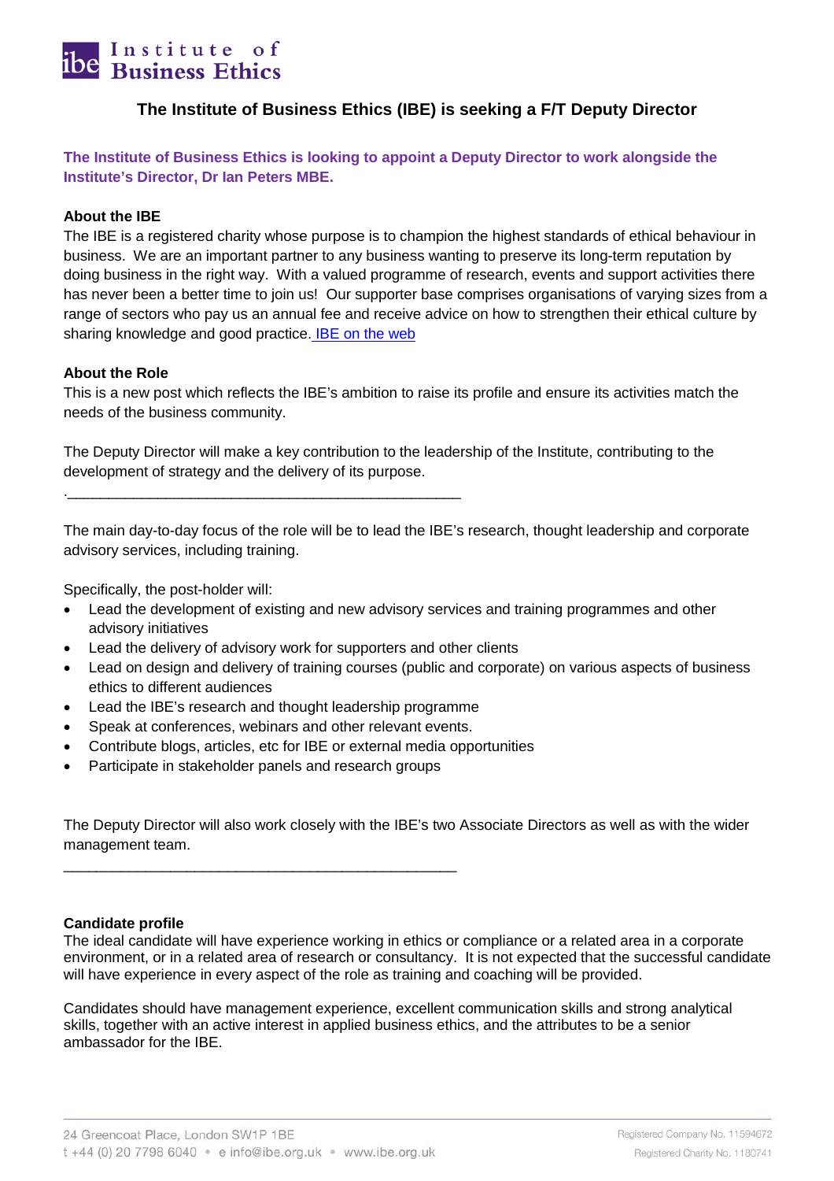# Institute of Business Ethics

## The Institute of Business Ethics (IBE) is seeking a F/T Deputy Director

**The Institute of Business Ethics is looking to appoint a Deputy Director to work alongside the Institute's Director, Dr Ian Peters MBE.**

**About the IBE**

The IBE is a registered charity whose purpose is to champion the highest standards of ethical behaviour in business. We are an important partner to any business wanting to preserve its long-term reputation by doing business in the right way. With a valued programme of research, events and support activities there has never been a better time to join us! Our supporter base comprises organisations of varying sizes from a range of sectors who pay us an annual fee and receive advice on how to strengthen their ethical culture by sharing knowledge and good practice. [IBE on the web]

**About the Role**

This is a new post which reflects the IBE's ambition to raise its profile and ensure its activities match the needs of the business community.

The Deputy Director will make a key contribution to the leadership of the Institute, contributing to the development of strategy and the delivery of its purpose.

---

The main day-to-day focus of the role will be to lead the IBE's research, thought leadership and corporate advisory services, including training.

Specifically, the post-holder will:

- Lead the development of existing and new advisory services and training programmes and other advisory initiatives
- Lead the delivery of advisory work for supporters and other clients
- Lead on design and delivery of training courses (public and corporate) on various aspects of business ethics to different audiences
- Lead the IBE's research and thought leadership programme
- Speak at conferences, webinars and other relevant events.
- Contribute blogs, articles, etc for IBE or external media opportunities
- Participate in stakeholder panels and research groups

The Deputy Director will also work closely with the IBE's two Associate Directors as well as with the wider management team.

---

**Candidate profile**

The ideal candidate will have experience working in ethics or compliance or a related area in a corporate environment, or in a related area of research or consultancy. It is not expected that the successful candidate will have experience in every aspect of the role as training and coaching will be provided.

Candidates should have management experience, excellent communication skills and strong analytical skills, together with an active interest in applied business ethics, and the attributes to be a senior ambassador for the IBE.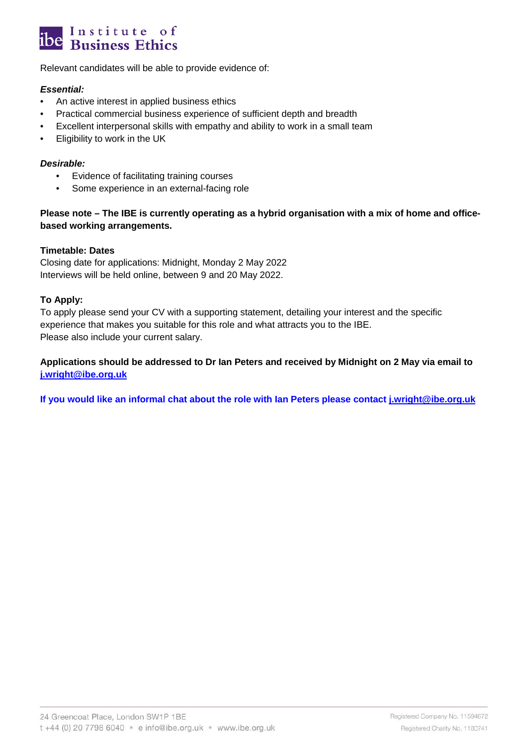Relevant candidates will be able to provide evidence of:

***Essential:***

- An active interest in applied business ethics
- Practical commercial business experience of sufficient depth and breadth
- Excellent interpersonal skills with empathy and ability to work in a small team
- Eligibility to work in the UK

***Desirable:***

- Evidence of facilitating training courses
- Some experience in an external-facing role

**Please note – The IBE is currently operating as a hybrid organisation with a mix of home and office-based working arrangements.**

**Timetable: Dates**
Closing date for applications: Midnight, Monday 2 May 2022
Interviews will be held online, between 9 and 20 May 2022.

**To Apply:**
To apply please send your CV with a supporting statement, detailing your interest and the specific experience that makes you suitable for this role and what attracts you to the IBE.
Please also include your current salary.

**Applications should be addressed to Dr Ian Peters and received by Midnight on 2 May via email to [j.wright@ibe.org.uk](mailto:j.wright@ibe.org.uk)**

**If you would like an informal chat about the role with Ian Peters please contact [j.wright@ibe.org.uk](mailto:j.wright@ibe.org.uk)**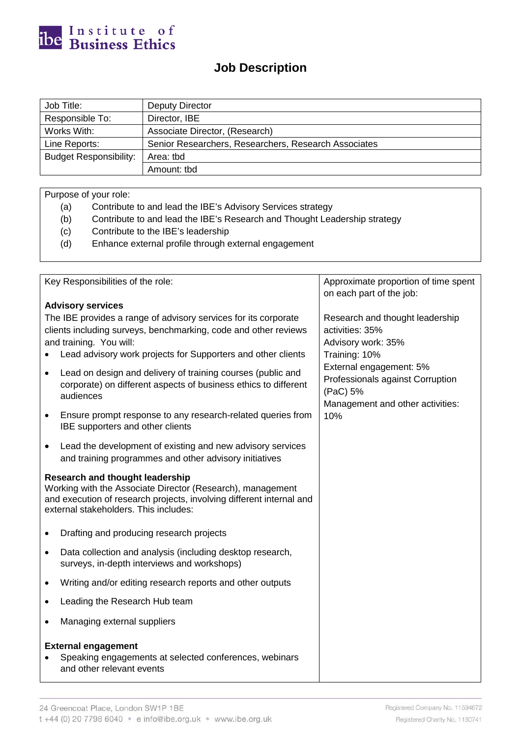# Job Description

| Job Title: | Deputy Director |
|---|---|
| Responsible To: | Director, IBE |
| Works With: | Associate Director, (Research) |
| Line Reports: | Senior Researchers, Researchers, Research Associates |
| Budget Responsibility: | Area: tbd |
| | Amount: tbd |

Purpose of your role:

- (a) Contribute to and lead the IBE's Advisory Services strategy
- (b) Contribute to and lead the IBE's Research and Thought Leadership strategy
- (c) Contribute to the IBE's leadership
- (d) Enhance external profile through external engagement

| Key Responsibilities of the role: | Approximate proportion of time spent on each part of the job: |
|---|---|
| **Advisory services**<br>The IBE provides a range of advisory services for its corporate clients including surveys, benchmarking, code and other reviews and training. You will:<br>• Lead advisory work projects for Supporters and other clients<br>• Lead on design and delivery of training courses (public and corporate) on different aspects of business ethics to different audiences<br>• Ensure prompt response to any research-related queries from IBE supporters and other clients<br>• Lead the development of existing and new advisory services and training programmes and other advisory initiatives<br><br>**Research and thought leadership**<br>Working with the Associate Director (Research), management and execution of research projects, involving different internal and external stakeholders. This includes:<br>• Drafting and producing research projects<br>• Data collection and analysis (including desktop research, surveys, in-depth interviews and workshops)<br>• Writing and/or editing research reports and other outputs<br>• Leading the Research Hub team<br>• Managing external suppliers<br><br>**External engagement**<br>• Speaking engagements at selected conferences, webinars and other relevant events | Research and thought leadership activities: 35%<br>Advisory work: 35%<br>Training: 10%<br>External engagement: 5%<br>Professionals against Corruption (PaC) 5%<br>Management and other activities: 10% |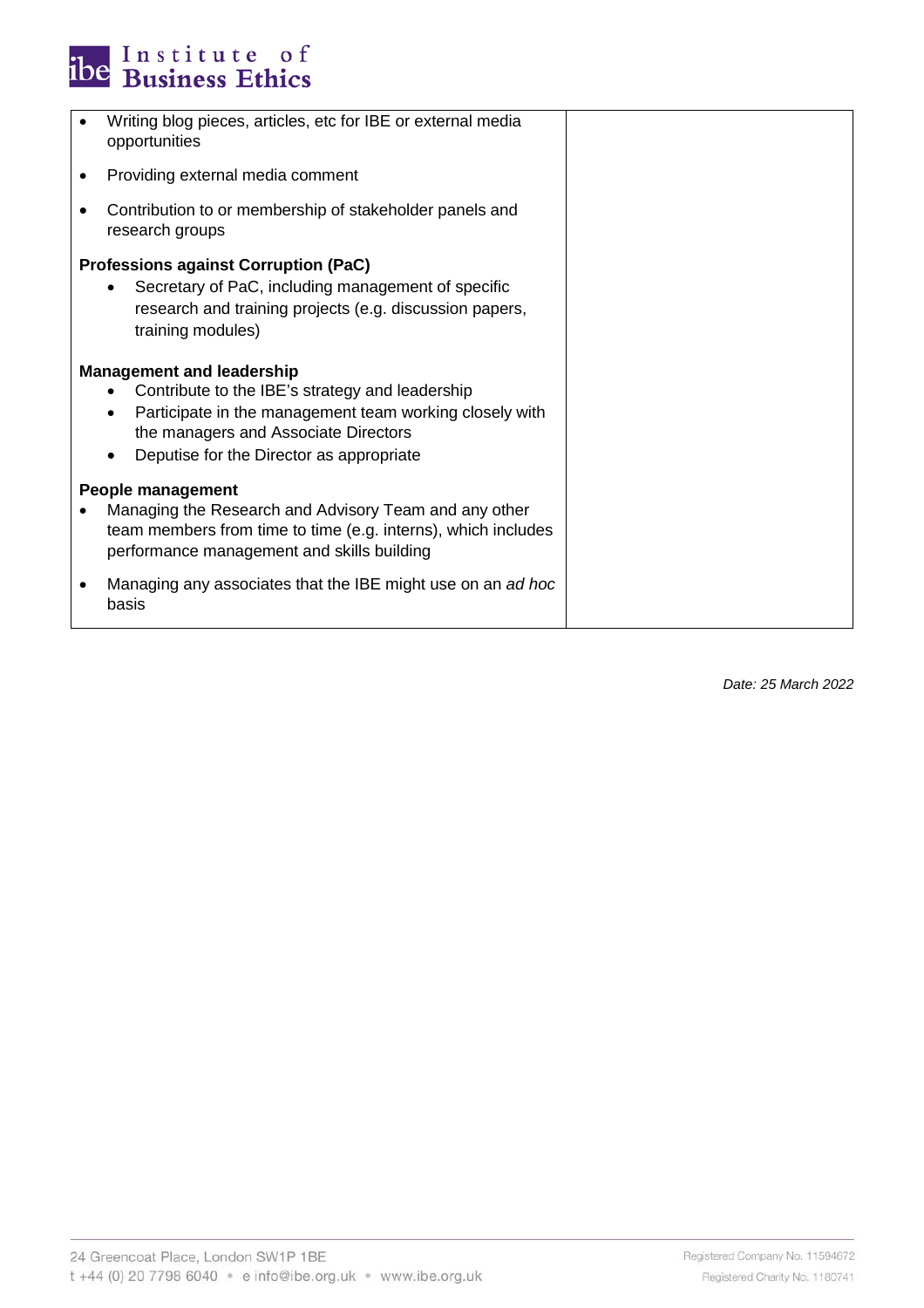| | |
|---|---|
| • Writing blog pieces, articles, etc for IBE or external media opportunities<br>• Providing external media comment<br>• Contribution to or membership of stakeholder panels and research groups<br>**Professions against Corruption (PaC)**<br>• Secretary of PaC, including management of specific research and training projects (e.g. discussion papers, training modules)<br>**Management and leadership**<br>• Contribute to the IBE's strategy and leadership<br>• Participate in the management team working closely with the managers and Associate Directors<br>• Deputise for the Director as appropriate<br>**People management**<br>• Managing the Research and Advisory Team and any other team members from time to time (e.g. interns), which includes performance management and skills building<br>• Managing any associates that the IBE might use on an *ad hoc* basis | |

*Date: 25 March 2022*